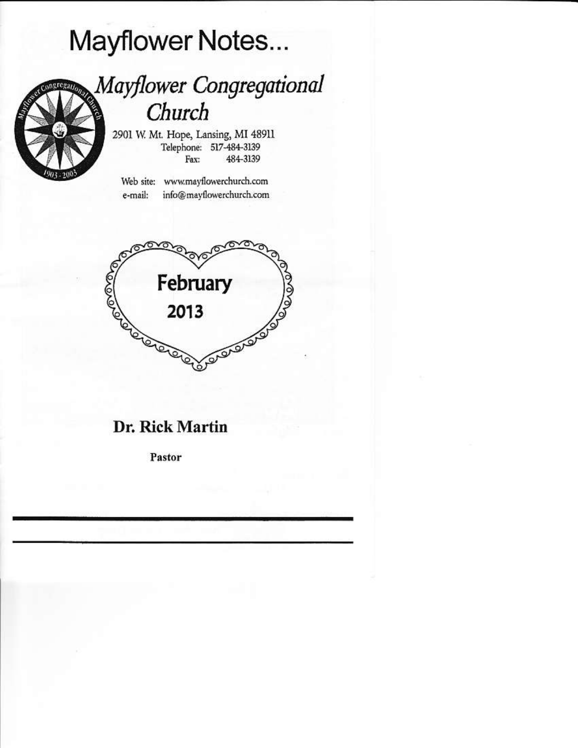# Mayflower Notes...

## *Mayflower Congregational Church*

2901 W. Mt. Hope, Lansing, MI 48911
Telephone: 517-484-3139
Fax: 484-3139

Web site: www.mayflowerchurch.com
e-mail: info@mayflowerchurch.com

**February 2013**

**Dr. Rick Martin**

**Pastor**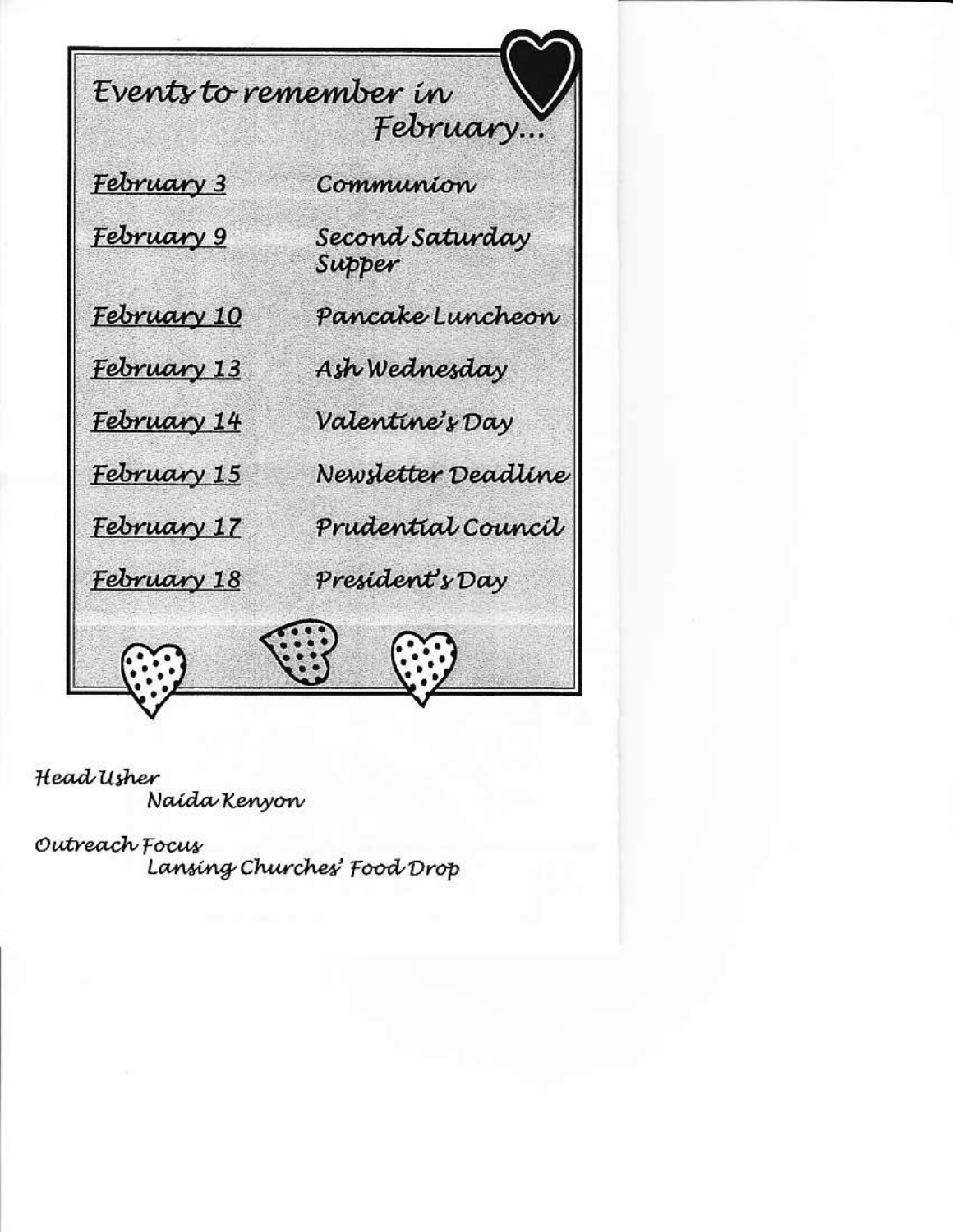## Events to remember in February...

| | |
|---|---|
| February 3 | Communion |
| February 9 | Second Saturday Supper |
| February 10 | Pancake Luncheon |
| February 13 | Ash Wednesday |
| February 14 | Valentine's Day |
| February 15 | Newsletter Deadline |
| February 17 | Prudential Council |
| February 18 | President's Day |

Head Usher
Naida Kenyon

Outreach Focus
Lansing Churches' Food Drop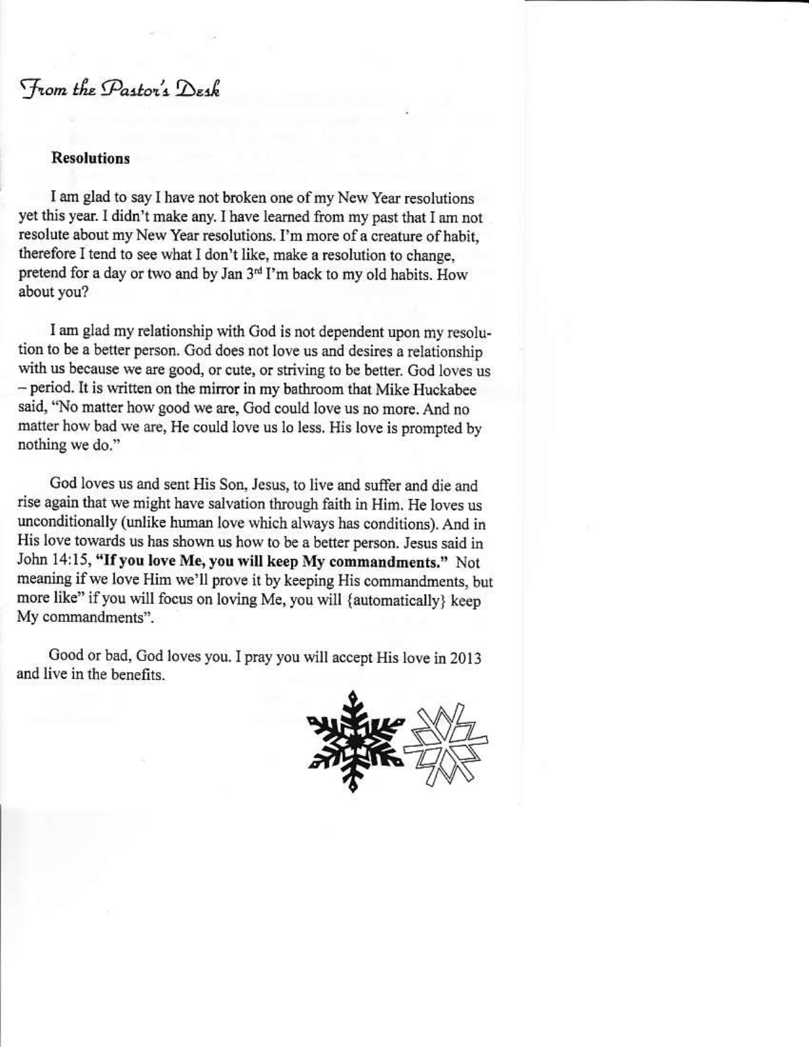# *From the Pastor's Desk*

**Resolutions**

I am glad to say I have not broken one of my New Year resolutions yet this year. I didn't make any. I have learned from my past that I am not resolute about my New Year resolutions. I'm more of a creature of habit, therefore I tend to see what I don't like, make a resolution to change, pretend for a day or two and by Jan 3rd I'm back to my old habits. How about you?

I am glad my relationship with God is not dependent upon my resolution to be a better person. God does not love us and desires a relationship with us because we are good, or cute, or striving to be better. God loves us – period. It is written on the mirror in my bathroom that Mike Huckabee said, "No matter how good we are, God could love us no more. And no matter how bad we are, He could love us lo less. His love is prompted by nothing we do."

God loves us and sent His Son, Jesus, to live and suffer and die and rise again that we might have salvation through faith in Him. He loves us unconditionally (unlike human love which always has conditions). And in His love towards us has shown us how to be a better person. Jesus said in John 14:15, **"If you love Me, you will keep My commandments."** Not meaning if we love Him we'll prove it by keeping His commandments, but more like" if you will focus on loving Me, you will {automatically} keep My commandments".

Good or bad, God loves you. I pray you will accept His love in 2013 and live in the benefits.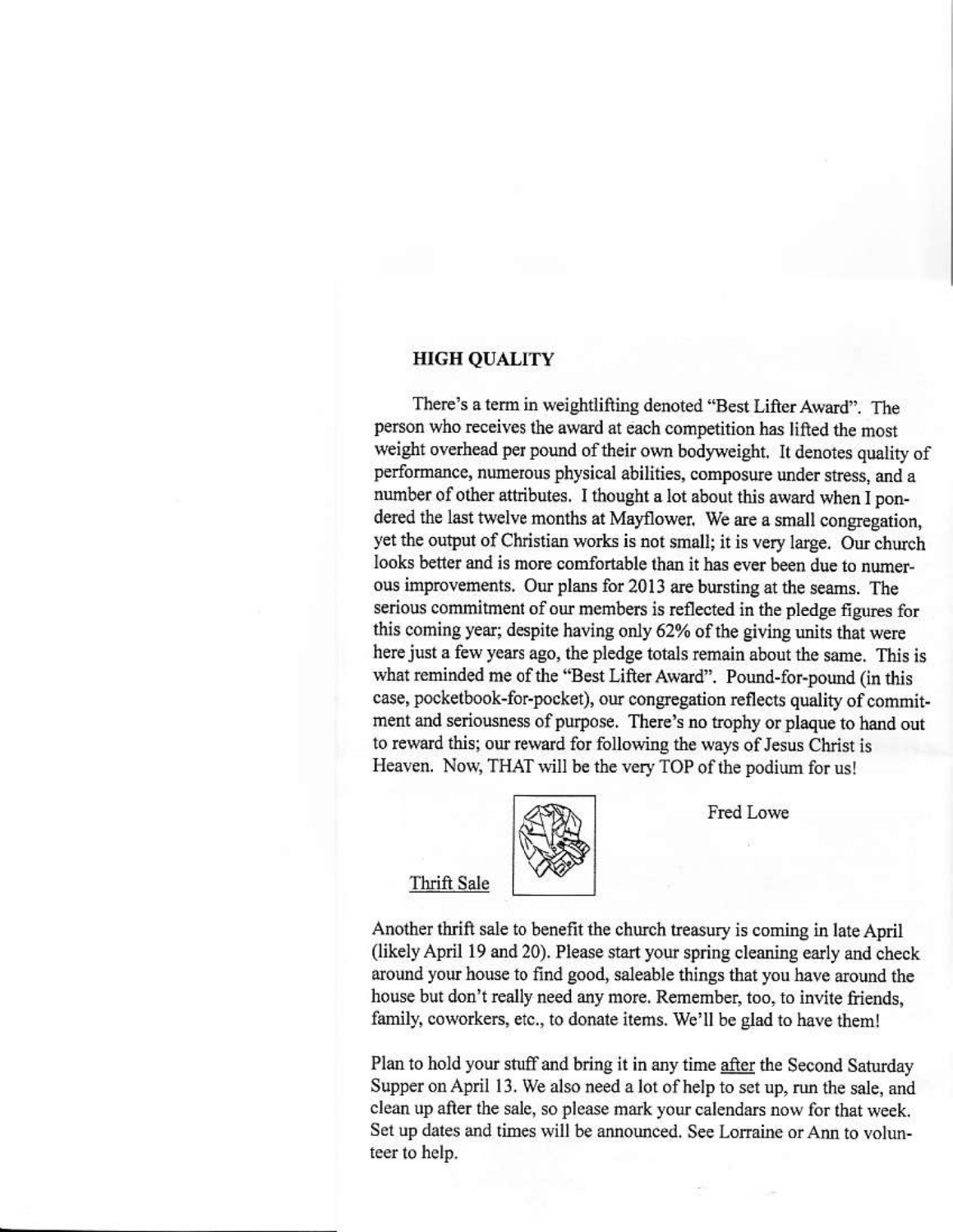## HIGH QUALITY

There's a term in weightlifting denoted "Best Lifter Award". The person who receives the award at each competition has lifted the most weight overhead per pound of their own bodyweight. It denotes quality of performance, numerous physical abilities, composure under stress, and a number of other attributes. I thought a lot about this award when I pondered the last twelve months at Mayflower. We are a small congregation, yet the output of Christian works is not small; it is very large. Our church looks better and is more comfortable than it has ever been due to numerous improvements. Our plans for 2013 are bursting at the seams. The serious commitment of our members is reflected in the pledge figures for this coming year; despite having only 62% of the giving units that were here just a few years ago, the pledge totals remain about the same. This is what reminded me of the "Best Lifter Award". Pound-for-pound (in this case, pocketbook-for-pocket), our congregation reflects quality of commitment and seriousness of purpose. There's no trophy or plaque to hand out to reward this; our reward for following the ways of Jesus Christ is Heaven. Now, THAT will be the very TOP of the podium for us!

Fred Lowe

### Thrift Sale

Another thrift sale to benefit the church treasury is coming in late April (likely April 19 and 20). Please start your spring cleaning early and check around your house to find good, saleable things that you have around the house but don't really need any more. Remember, too, to invite friends, family, coworkers, etc., to donate items. We'll be glad to have them!

Plan to hold your stuff and bring it in any time after the Second Saturday Supper on April 13. We also need a lot of help to set up, run the sale, and clean up after the sale, so please mark your calendars now for that week. Set up dates and times will be announced. See Lorraine or Ann to volunteer to help.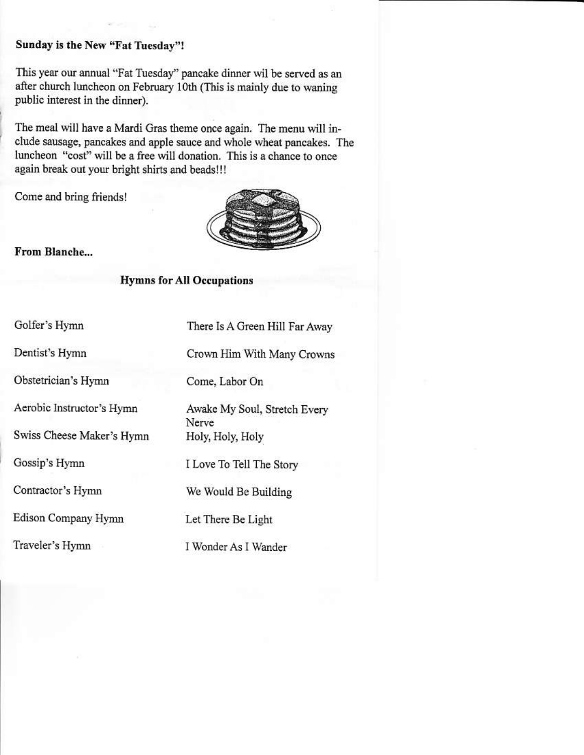**Sunday is the New "Fat Tuesday"!**

This year our annual "Fat Tuesday" pancake dinner wil be served as an after church luncheon on February 10th (This is mainly due to waning public interest in the dinner).

The meal will have a Mardi Gras theme once again. The menu will include sausage, pancakes and apple sauce and whole wheat pancakes. The luncheon "cost" will be a free will donation. This is a chance to once again break out your bright shirts and beads!!!

Come and bring friends!

**From Blanche...**

**Hymns for All Occupations**

| | |
|---|---|
| Golfer's Hymn | There Is A Green Hill Far Away |
| Dentist's Hymn | Crown Him With Many Crowns |
| Obstetrician's Hymn | Come, Labor On |
| Aerobic Instructor's Hymn | Awake My Soul, Stretch Every Nerve |
| Swiss Cheese Maker's Hymn | Holy, Holy, Holy |
| Gossip's Hymn | I Love To Tell The Story |
| Contractor's Hymn | We Would Be Building |
| Edison Company Hymn | Let There Be Light |
| Traveler's Hymn | I Wonder As I Wander |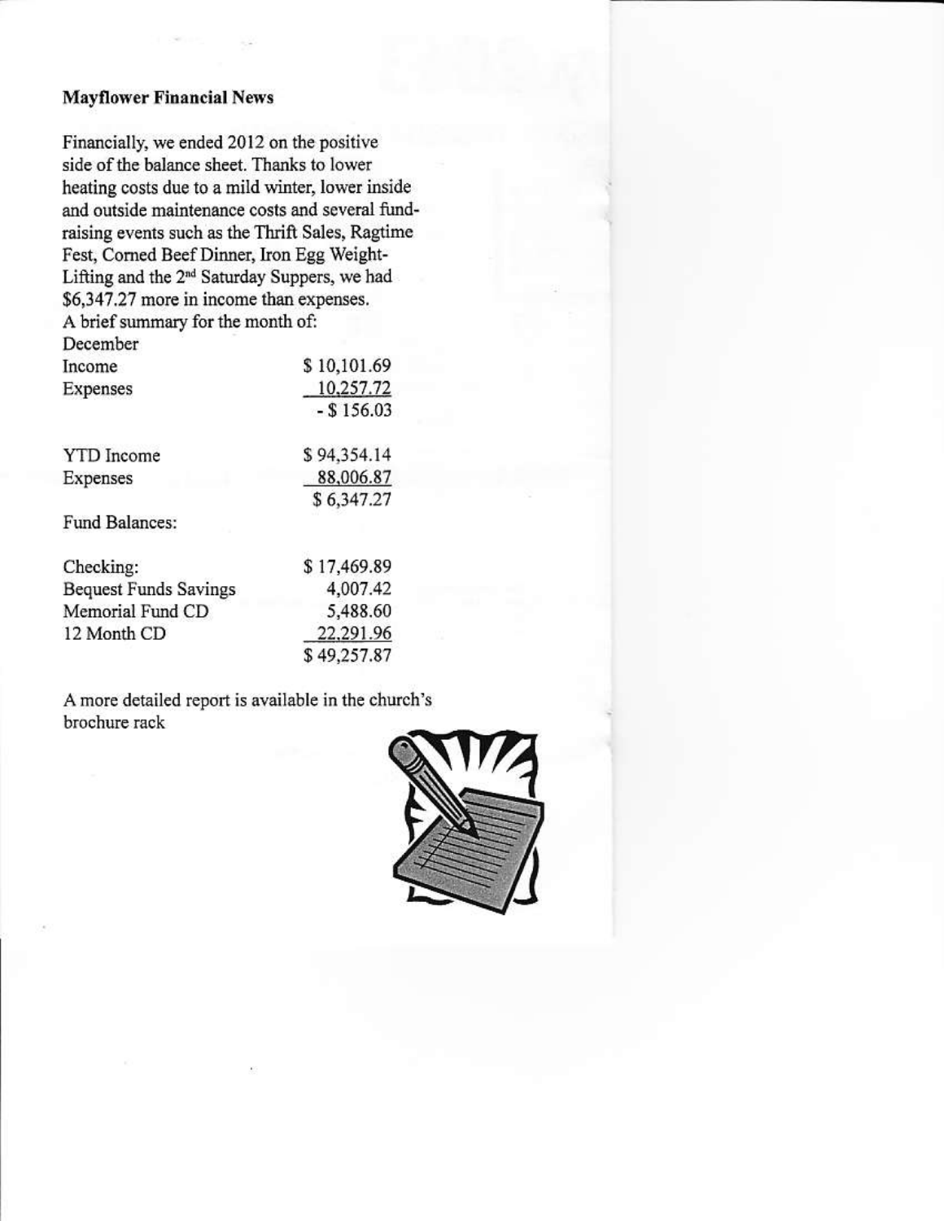**Mayflower Financial News**

Financially, we ended 2012 on the positive side of the balance sheet. Thanks to lower heating costs due to a mild winter, lower inside and outside maintenance costs and several fund-raising events such as the Thrift Sales, Ragtime Fest, Corned Beef Dinner, Iron Egg Weight-Lifting and the 2nd Saturday Suppers, we had $6,347.27 more in income than expenses.

A brief summary for the month of:

December

| | |
|---|---|
| Income | $ 10,101.69 |
| Expenses | 10,257.72 |
| | - $ 156.03 |

| | |
|---|---|
| YTD Income | $ 94,354.14 |
| Expenses | 88,006.87 |
| | $ 6,347.27 |

Fund Balances:

| | |
|---|---|
| Checking: | $ 17,469.89 |
| Bequest Funds Savings | 4,007.42 |
| Memorial Fund CD | 5,488.60 |
| 12 Month CD | 22,291.96 |
| | $ 49,257.87 |

A more detailed report is available in the church's brochure rack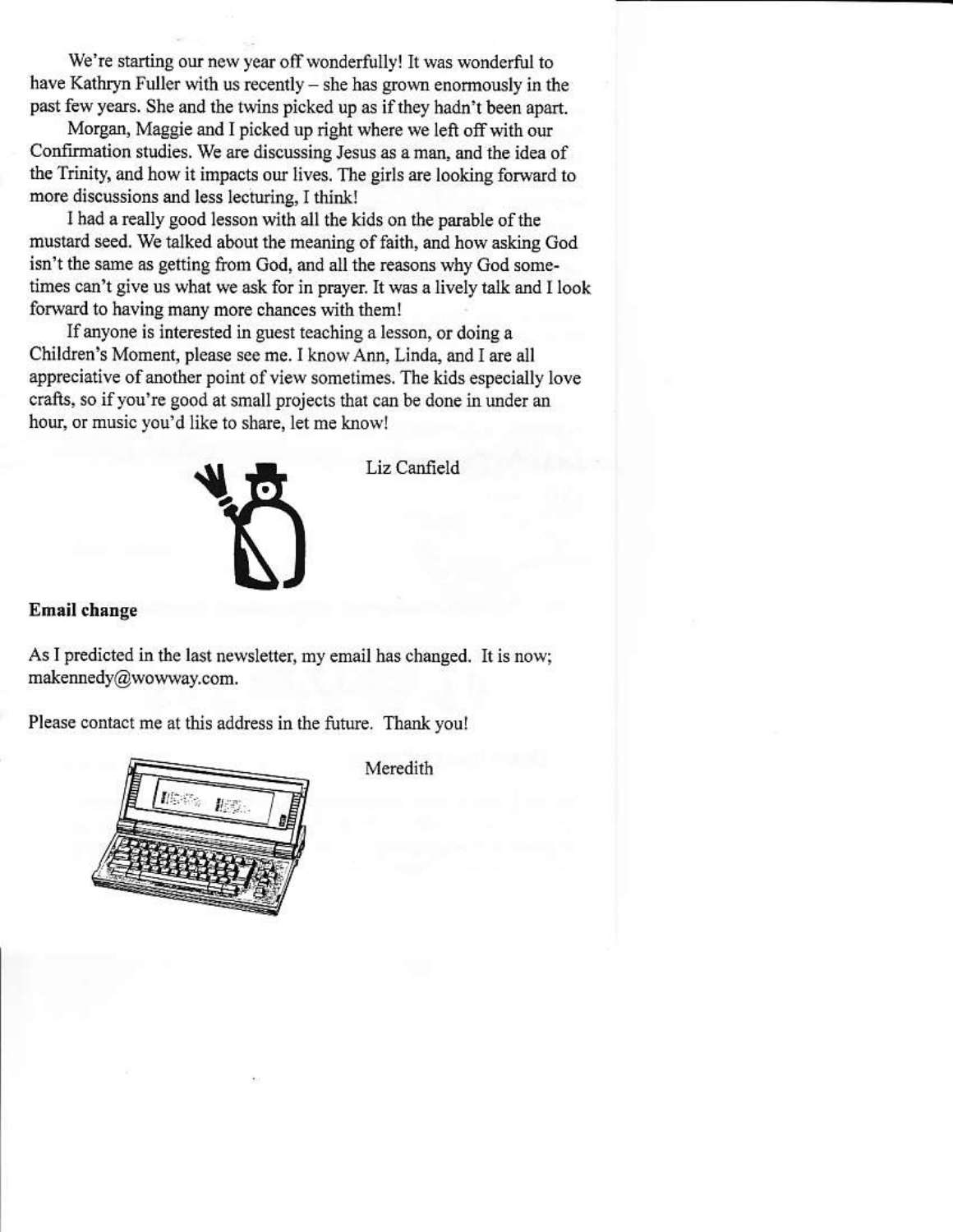We're starting our new year off wonderfully! It was wonderful to have Kathryn Fuller with us recently – she has grown enormously in the past few years. She and the twins picked up as if they hadn't been apart.

Morgan, Maggie and I picked up right where we left off with our Confirmation studies. We are discussing Jesus as a man, and the idea of the Trinity, and how it impacts our lives. The girls are looking forward to more discussions and less lecturing, I think!

I had a really good lesson with all the kids on the parable of the mustard seed. We talked about the meaning of faith, and how asking God isn't the same as getting from God, and all the reasons why God sometimes can't give us what we ask for in prayer. It was a lively talk and I look forward to having many more chances with them!

If anyone is interested in guest teaching a lesson, or doing a Children's Moment, please see me. I know Ann, Linda, and I are all appreciative of another point of view sometimes. The kids especially love crafts, so if you're good at small projects that can be done in under an hour, or music you'd like to share, let me know!

Liz Canfield

**Email change**

As I predicted in the last newsletter, my email has changed. It is now; makennedy@wowway.com.

Please contact me at this address in the future. Thank you!

Meredith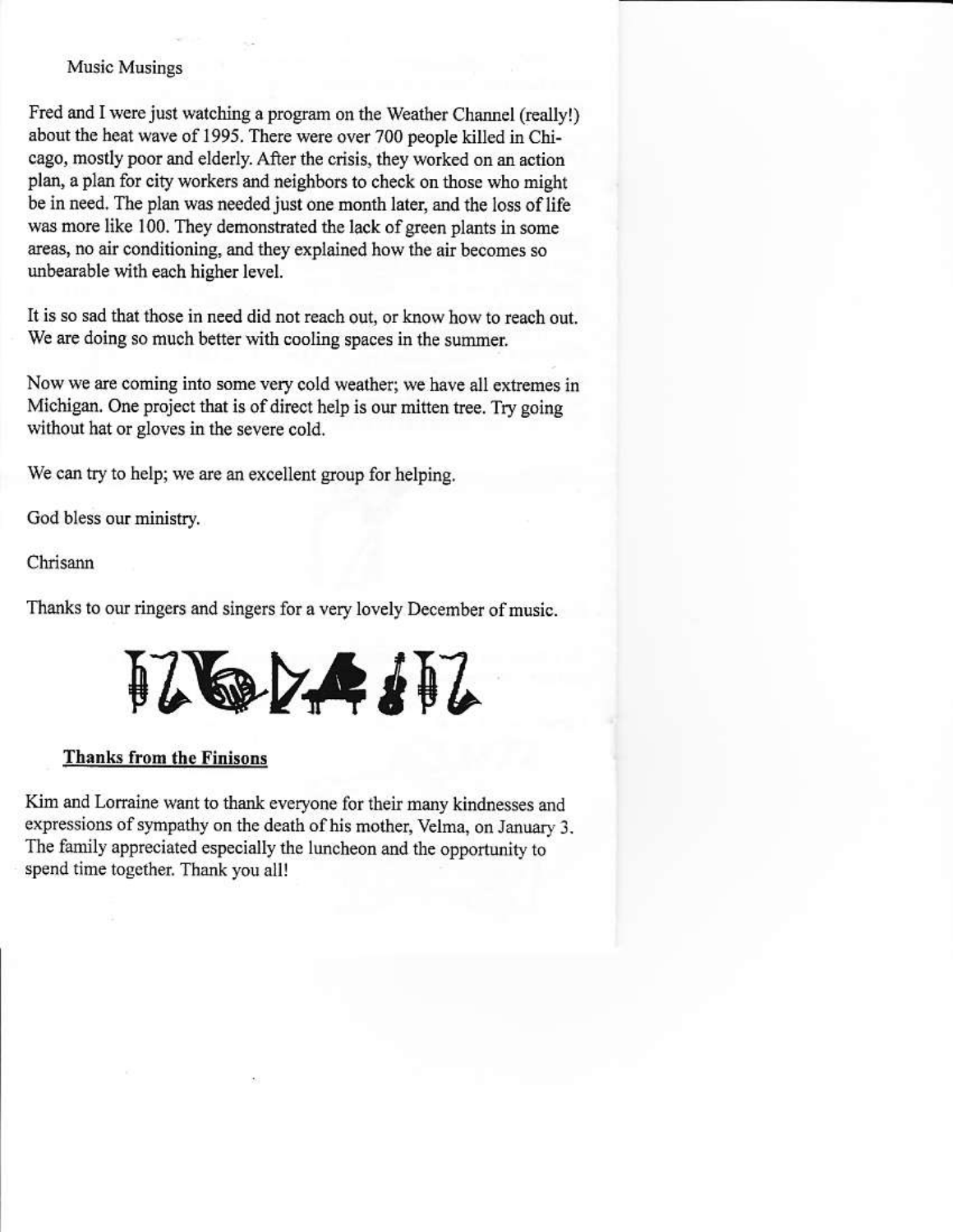## Music Musings

Fred and I were just watching a program on the Weather Channel (really!) about the heat wave of 1995. There were over 700 people killed in Chicago, mostly poor and elderly. After the crisis, they worked on an action plan, a plan for city workers and neighbors to check on those who might be in need. The plan was needed just one month later, and the loss of life was more like 100. They demonstrated the lack of green plants in some areas, no air conditioning, and they explained how the air becomes so unbearable with each higher level.

It is so sad that those in need did not reach out, or know how to reach out. We are doing so much better with cooling spaces in the summer.

Now we are coming into some very cold weather; we have all extremes in Michigan. One project that is of direct help is our mitten tree. Try going without hat or gloves in the severe cold.

We can try to help; we are an excellent group for helping.

God bless our ministry.

Chrisann

Thanks to our ringers and singers for a very lovely December of music.

## Thanks from the Finisons

Kim and Lorraine want to thank everyone for their many kindnesses and expressions of sympathy on the death of his mother, Velma, on January 3. The family appreciated especially the luncheon and the opportunity to spend time together. Thank you all!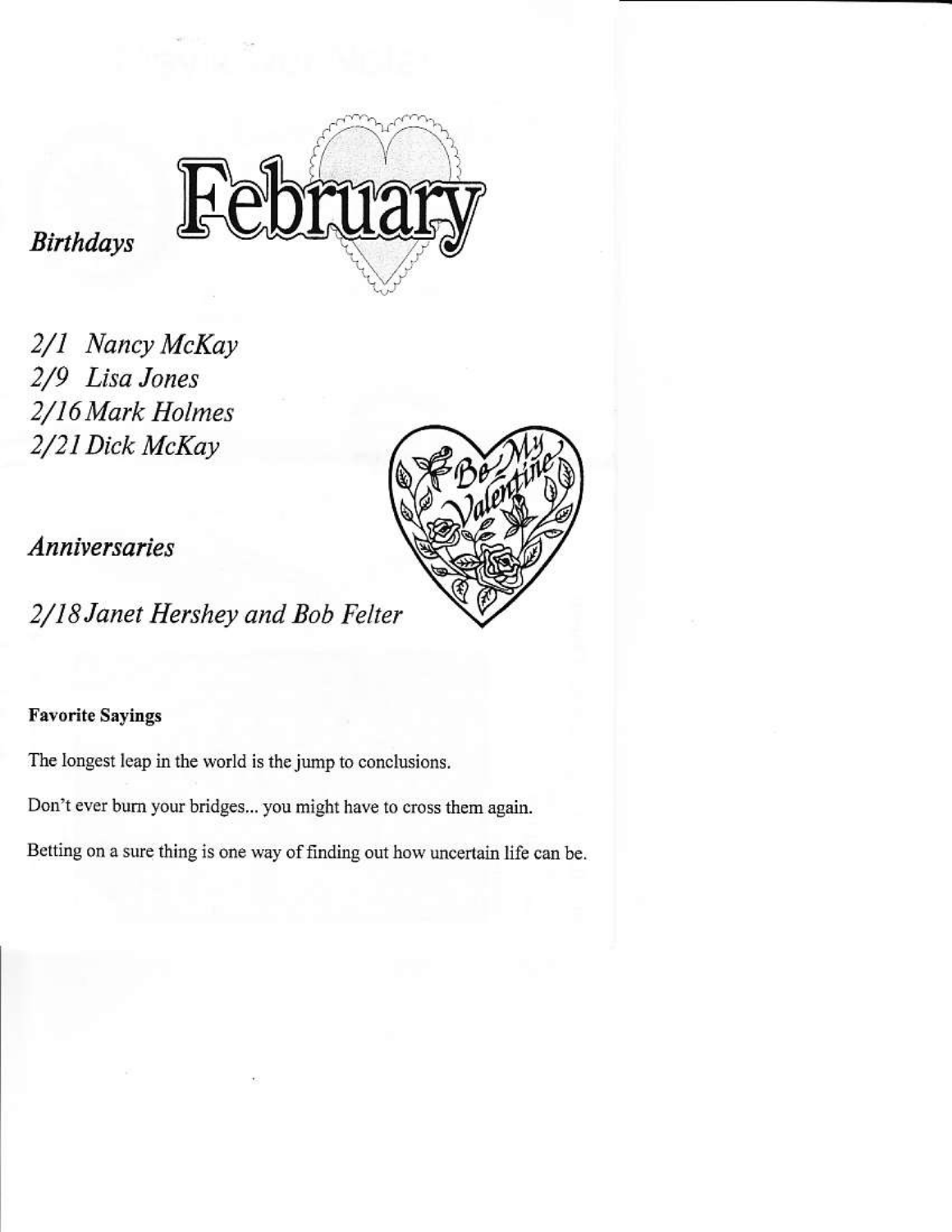# February

*Birthdays*

*2/1 Nancy McKay*
*2/9 Lisa Jones*
*2/16 Mark Holmes*
*2/21 Dick McKay*

*Anniversaries*

*2/18 Janet Hershey and Bob Felter*

**Favorite Sayings**

The longest leap in the world is the jump to conclusions.

Don't ever burn your bridges... you might have to cross them again.

Betting on a sure thing is one way of finding out how uncertain life can be.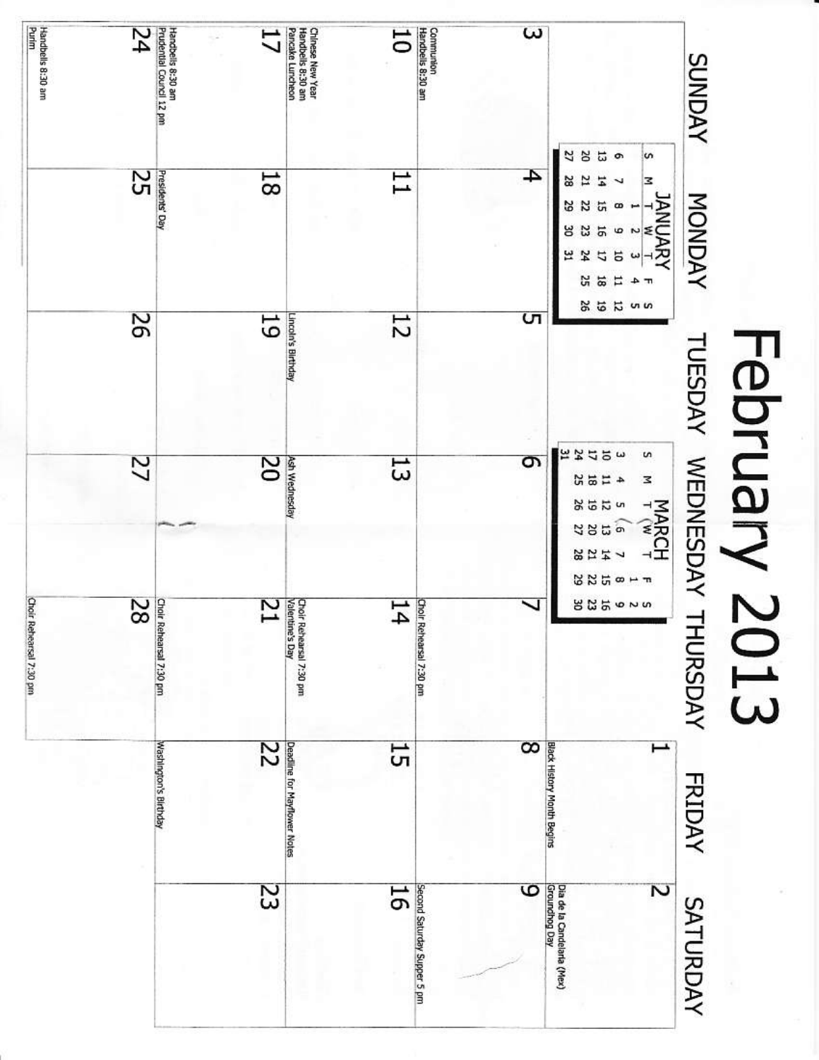# February 2013

| SUNDAY | MONDAY | TUESDAY | WEDNESDAY | THURSDAY | FRIDAY | SATURDAY |
|---|---|---|---|---|---|---|
| | | | | | 1<br>Black History Month Begins | 2<br>Dia de la Candelaria (Mex)<br>Groundhog Day |
| 3<br>Communion<br>Handbells 8:30 am | 4 | 5 | 6 | 7<br>Choir Rehearsal 7:30 pm | 8 | 9<br>Second Saturday Supper 5 pm |
| 10<br>Chinese New Year<br>Handbells 8:30 am<br>Pancake Luncheon | 11 | 12<br>Lincoln's Birthday | 13<br>Ash Wednesday | 14<br>Choir Rehearsal 7:30 pm<br>Valentine's Day | 15<br>Deadline for Mayflower Notes | 16 |
| 17<br>Handbells 8:30 am<br>Prudential Council 12 pm | 18<br>Presidents' Day | 19 | 20 | 21<br>Choir Rehearsal 7:30 pm | 22<br>Washington's Birthday | 23 |
| 24<br>Handbells 8:30 am<br>Purim | 25 | 26 | 27 | 28<br>Choir Rehearsal 7:30 pm | | |

**JANUARY**

| S | M | T | W | T | F | S |
|---|---|---|---|---|---|---|
| | | 1 | 2 | 3 | 4 | 5 |
| 6 | 7 | 8 | 9 | 10 | 11 | 12 |
| 13 | 14 | 15 | 16 | 17 | 18 | 19 |
| 20 | 21 | 22 | 23 | 24 | 25 | 26 |
| 27 | 28 | 29 | 30 | 31 | | |

**MARCH**

| S | M | T | W | T | F | S |
|---|---|---|---|---|---|---|
| | | | | | 1 | 2 |
| 3 | 4 | 5 | 6 | 7 | 8 | 9 |
| 10 | 11 | 12 | 13 | 14 | 15 | 16 |
| 17 | 18 | 19 | 20 | 21 | 22 | 23 |
| 24 | 25 | 26 | 27 | 28 | 29 | 30 |
| 31 | | | | | | |